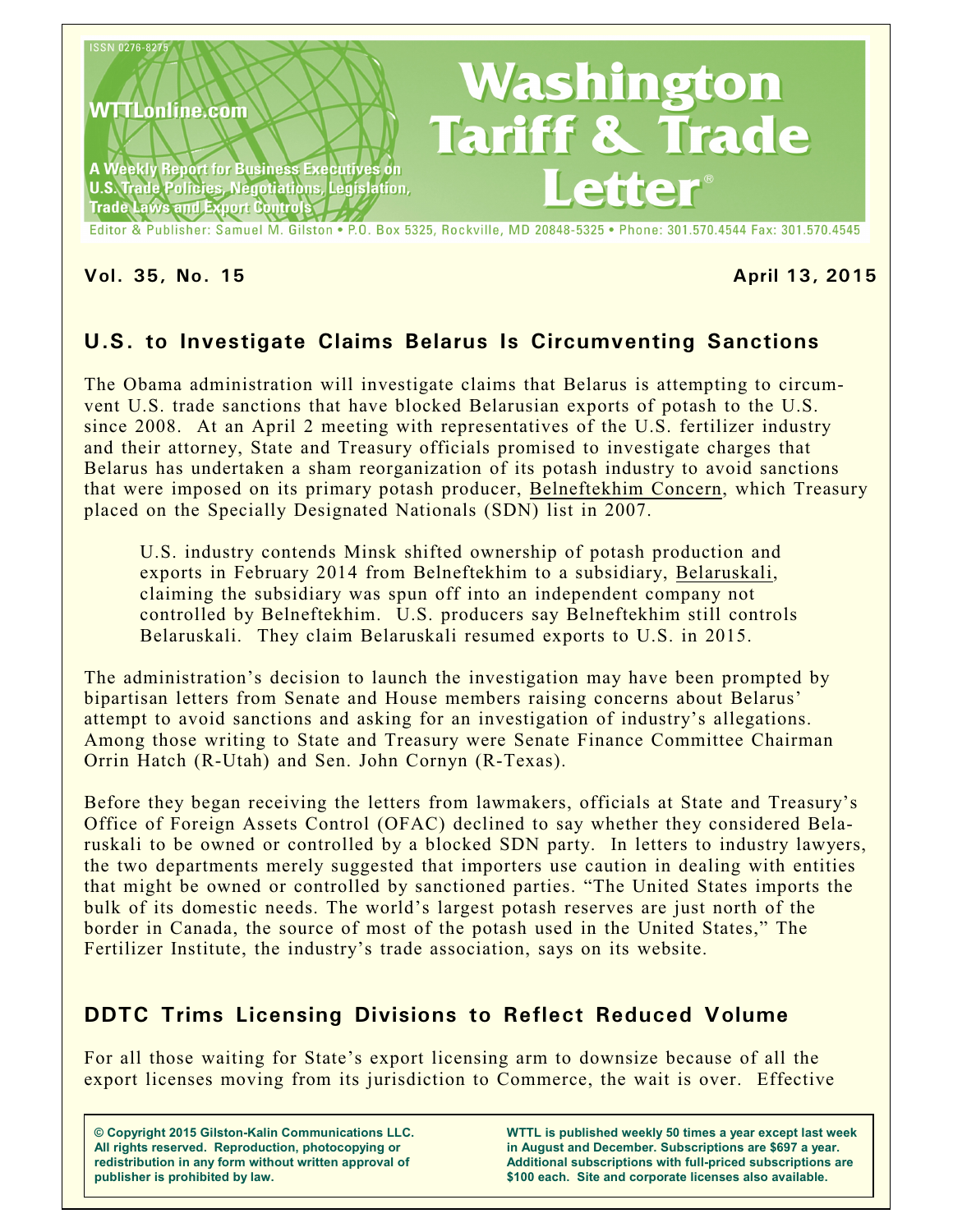ISSN 0276-8275

WTTLonline.com

A Weekly Report for Business Executives on U.S. Trade Policies, Negotiations, Legislation, Trade Laws and Export Controls

# Washington Tariff & Trade Letter®

Editor & Publisher: Samuel M. Gilston • P.O. Box 5325, Rockville, MD 20848-5325 • Phone: 301.570.4544 Fax: 301.570.4545

**Vol. 35, No. 15** **April 13, 2015**

## U.S. to Investigate Claims Belarus Is Circumventing Sanctions

The Obama administration will investigate claims that Belarus is attempting to circumvent U.S. trade sanctions that have blocked Belarusian exports of potash to the U.S. since 2008. At an April 2 meeting with representatives of the U.S. fertilizer industry and their attorney, State and Treasury officials promised to investigate charges that Belarus has undertaken a sham reorganization of its potash industry to avoid sanctions that were imposed on its primary potash producer, Belneftekhim Concern, which Treasury placed on the Specially Designated Nationals (SDN) list in 2007.

> U.S. industry contends Minsk shifted ownership of potash production and exports in February 2014 from Belneftekhim to a subsidiary, Belaruskali, claiming the subsidiary was spun off into an independent company not controlled by Belneftekhim. U.S. producers say Belneftekhim still controls Belaruskali. They claim Belaruskali resumed exports to U.S. in 2015.

The administration's decision to launch the investigation may have been prompted by bipartisan letters from Senate and House members raising concerns about Belarus' attempt to avoid sanctions and asking for an investigation of industry's allegations. Among those writing to State and Treasury were Senate Finance Committee Chairman Orrin Hatch (R-Utah) and Sen. John Cornyn (R-Texas).

Before they began receiving the letters from lawmakers, officials at State and Treasury's Office of Foreign Assets Control (OFAC) declined to say whether they considered Belaruskali to be owned or controlled by a blocked SDN party. In letters to industry lawyers, the two departments merely suggested that importers use caution in dealing with entities that might be owned or controlled by sanctioned parties. "The United States imports the bulk of its domestic needs. The world's largest potash reserves are just north of the border in Canada, the source of most of the potash used in the United States," The Fertilizer Institute, the industry's trade association, says on its website.

## DDTC Trims Licensing Divisions to Reflect Reduced Volume

For all those waiting for State's export licensing arm to downsize because of all the export licenses moving from its jurisdiction to Commerce, the wait is over. Effective

**© Copyright 2015 Gilston-Kalin Communications LLC. All rights reserved. Reproduction, photocopying or redistribution in any form without written approval of publisher is prohibited by law.**

**WTTL is published weekly 50 times a year except last week in August and December. Subscriptions are $697 a year. Additional subscriptions with full-priced subscriptions are $100 each. Site and corporate licenses also available.**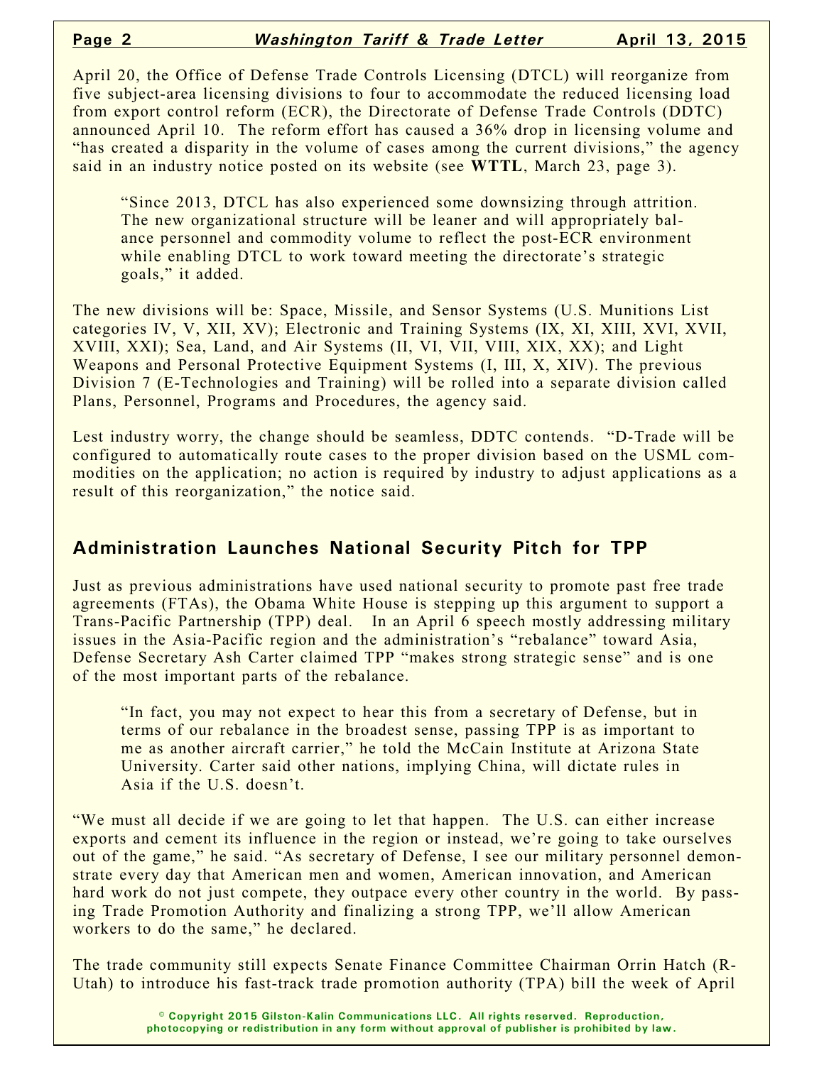April 20, the Office of Defense Trade Controls Licensing (DTCL) will reorganize from five subject-area licensing divisions to four to accommodate the reduced licensing load from export control reform (ECR), the Directorate of Defense Trade Controls (DDTC) announced April 10. The reform effort has caused a 36% drop in licensing volume and "has created a disparity in the volume of cases among the current divisions," the agency said in an industry notice posted on its website (see **WTTL**, March 23, page 3).

> "Since 2013, DTCL has also experienced some downsizing through attrition. The new organizational structure will be leaner and will appropriately balance personnel and commodity volume to reflect the post-ECR environment while enabling DTCL to work toward meeting the directorate's strategic goals," it added.

The new divisions will be: Space, Missile, and Sensor Systems (U.S. Munitions List categories IV, V, XII, XV); Electronic and Training Systems (IX, XI, XIII, XVI, XVII, XVIII, XXI); Sea, Land, and Air Systems (II, VI, VII, VIII, XIX, XX); and Light Weapons and Personal Protective Equipment Systems (I, III, X, XIV). The previous Division 7 (E-Technologies and Training) will be rolled into a separate division called Plans, Personnel, Programs and Procedures, the agency said.

Lest industry worry, the change should be seamless, DDTC contends. "D-Trade will be configured to automatically route cases to the proper division based on the USML commodities on the application; no action is required by industry to adjust applications as a result of this reorganization," the notice said.

## Administration Launches National Security Pitch for TPP

Just as previous administrations have used national security to promote past free trade agreements (FTAs), the Obama White House is stepping up this argument to support a Trans-Pacific Partnership (TPP) deal. In an April 6 speech mostly addressing military issues in the Asia-Pacific region and the administration's "rebalance" toward Asia, Defense Secretary Ash Carter claimed TPP "makes strong strategic sense" and is one of the most important parts of the rebalance.

> "In fact, you may not expect to hear this from a secretary of Defense, but in terms of our rebalance in the broadest sense, passing TPP is as important to me as another aircraft carrier," he told the McCain Institute at Arizona State University. Carter said other nations, implying China, will dictate rules in Asia if the U.S. doesn't.

"We must all decide if we are going to let that happen. The U.S. can either increase exports and cement its influence in the region or instead, we're going to take ourselves out of the game," he said. "As secretary of Defense, I see our military personnel demonstrate every day that American men and women, American innovation, and American hard work do not just compete, they outpace every other country in the world. By passing Trade Promotion Authority and finalizing a strong TPP, we'll allow American workers to do the same," he declared.

The trade community still expects Senate Finance Committee Chairman Orrin Hatch (R-Utah) to introduce his fast-track trade promotion authority (TPA) bill the week of April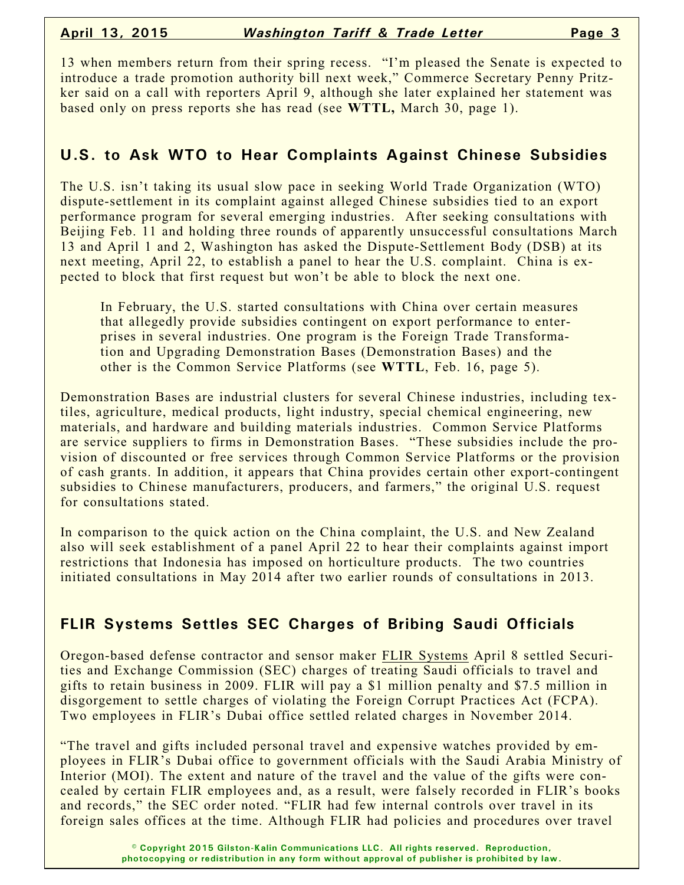13 when members return from their spring recess. "I'm pleased the Senate is expected to introduce a trade promotion authority bill next week," Commerce Secretary Penny Pritzker said on a call with reporters April 9, although she later explained her statement was based only on press reports she has read (see **WTTL,** March 30, page 1).

## U.S. to Ask WTO to Hear Complaints Against Chinese Subsidies

The U.S. isn't taking its usual slow pace in seeking World Trade Organization (WTO) dispute-settlement in its complaint against alleged Chinese subsidies tied to an export performance program for several emerging industries. After seeking consultations with Beijing Feb. 11 and holding three rounds of apparently unsuccessful consultations March 13 and April 1 and 2, Washington has asked the Dispute-Settlement Body (DSB) at its next meeting, April 22, to establish a panel to hear the U.S. complaint. China is expected to block that first request but won't be able to block the next one.

> In February, the U.S. started consultations with China over certain measures that allegedly provide subsidies contingent on export performance to enterprises in several industries. One program is the Foreign Trade Transformation and Upgrading Demonstration Bases (Demonstration Bases) and the other is the Common Service Platforms (see **WTTL**, Feb. 16, page 5).

Demonstration Bases are industrial clusters for several Chinese industries, including textiles, agriculture, medical products, light industry, special chemical engineering, new materials, and hardware and building materials industries. Common Service Platforms are service suppliers to firms in Demonstration Bases. "These subsidies include the provision of discounted or free services through Common Service Platforms or the provision of cash grants. In addition, it appears that China provides certain other export-contingent subsidies to Chinese manufacturers, producers, and farmers," the original U.S. request for consultations stated.

In comparison to the quick action on the China complaint, the U.S. and New Zealand also will seek establishment of a panel April 22 to hear their complaints against import restrictions that Indonesia has imposed on horticulture products. The two countries initiated consultations in May 2014 after two earlier rounds of consultations in 2013.

## FLIR Systems Settles SEC Charges of Bribing Saudi Officials

Oregon-based defense contractor and sensor maker FLIR Systems April 8 settled Securities and Exchange Commission (SEC) charges of treating Saudi officials to travel and gifts to retain business in 2009. FLIR will pay a $1 million penalty and $7.5 million in disgorgement to settle charges of violating the Foreign Corrupt Practices Act (FCPA). Two employees in FLIR's Dubai office settled related charges in November 2014.

"The travel and gifts included personal travel and expensive watches provided by employees in FLIR's Dubai office to government officials with the Saudi Arabia Ministry of Interior (MOI). The extent and nature of the travel and the value of the gifts were concealed by certain FLIR employees and, as a result, were falsely recorded in FLIR's books and records," the SEC order noted. "FLIR had few internal controls over travel in its foreign sales offices at the time. Although FLIR had policies and procedures over travel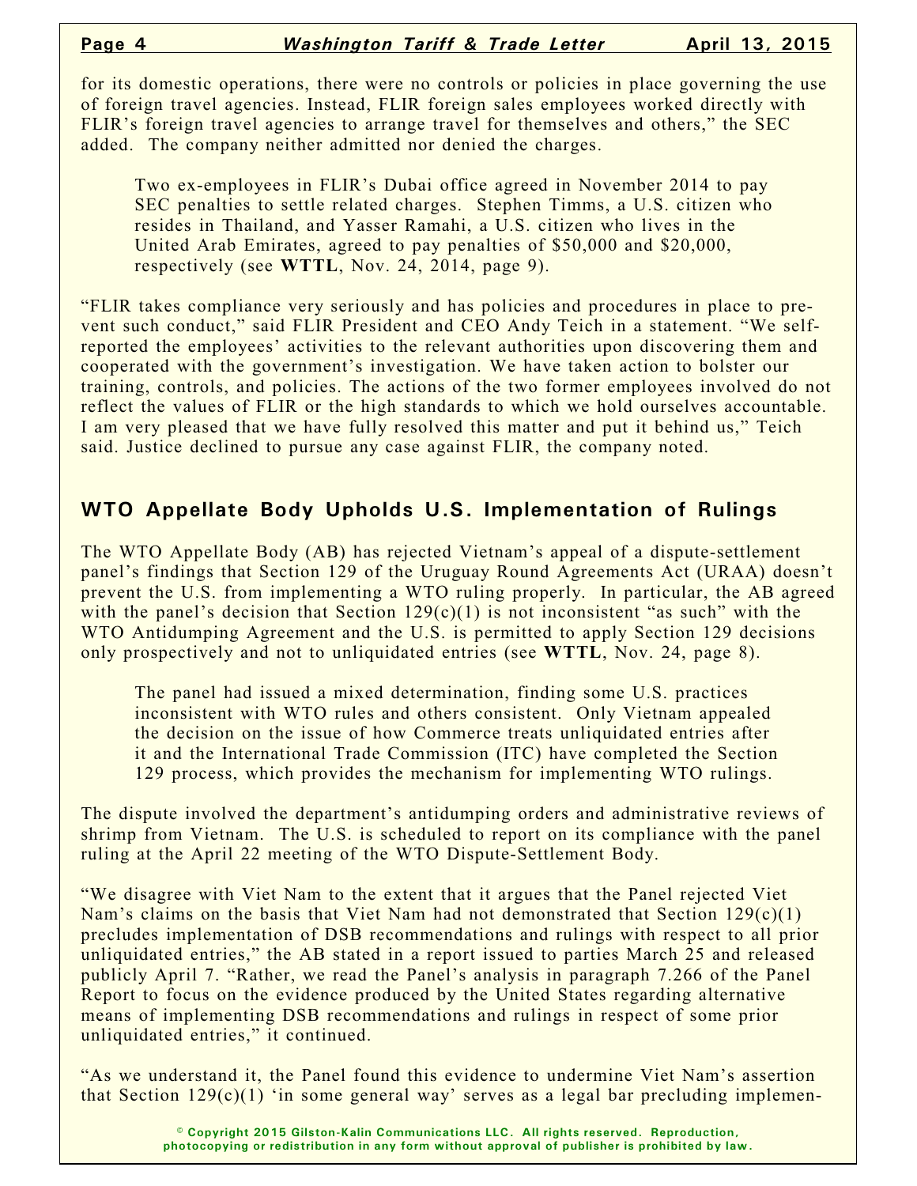for its domestic operations, there were no controls or policies in place governing the use of foreign travel agencies. Instead, FLIR foreign sales employees worked directly with FLIR's foreign travel agencies to arrange travel for themselves and others," the SEC added. The company neither admitted nor denied the charges.

> Two ex-employees in FLIR's Dubai office agreed in November 2014 to pay SEC penalties to settle related charges. Stephen Timms, a U.S. citizen who resides in Thailand, and Yasser Ramahi, a U.S. citizen who lives in the United Arab Emirates, agreed to pay penalties of $50,000 and $20,000, respectively (see **WTTL**, Nov. 24, 2014, page 9).

"FLIR takes compliance very seriously and has policies and procedures in place to prevent such conduct," said FLIR President and CEO Andy Teich in a statement. "We self-reported the employees' activities to the relevant authorities upon discovering them and cooperated with the government's investigation. We have taken action to bolster our training, controls, and policies. The actions of the two former employees involved do not reflect the values of FLIR or the high standards to which we hold ourselves accountable. I am very pleased that we have fully resolved this matter and put it behind us," Teich said. Justice declined to pursue any case against FLIR, the company noted.

## WTO Appellate Body Upholds U.S. Implementation of Rulings

The WTO Appellate Body (AB) has rejected Vietnam's appeal of a dispute-settlement panel's findings that Section 129 of the Uruguay Round Agreements Act (URAA) doesn't prevent the U.S. from implementing a WTO ruling properly. In particular, the AB agreed with the panel's decision that Section 129(c)(1) is not inconsistent "as such" with the WTO Antidumping Agreement and the U.S. is permitted to apply Section 129 decisions only prospectively and not to unliquidated entries (see **WTTL**, Nov. 24, page 8).

> The panel had issued a mixed determination, finding some U.S. practices inconsistent with WTO rules and others consistent. Only Vietnam appealed the decision on the issue of how Commerce treats unliquidated entries after it and the International Trade Commission (ITC) have completed the Section 129 process, which provides the mechanism for implementing WTO rulings.

The dispute involved the department's antidumping orders and administrative reviews of shrimp from Vietnam. The U.S. is scheduled to report on its compliance with the panel ruling at the April 22 meeting of the WTO Dispute-Settlement Body.

"We disagree with Viet Nam to the extent that it argues that the Panel rejected Viet Nam's claims on the basis that Viet Nam had not demonstrated that Section 129(c)(1) precludes implementation of DSB recommendations and rulings with respect to all prior unliquidated entries," the AB stated in a report issued to parties March 25 and released publicly April 7. "Rather, we read the Panel's analysis in paragraph 7.266 of the Panel Report to focus on the evidence produced by the United States regarding alternative means of implementing DSB recommendations and rulings in respect of some prior unliquidated entries," it continued.

"As we understand it, the Panel found this evidence to undermine Viet Nam's assertion that Section 129(c)(1) 'in some general way' serves as a legal bar precluding implemen-

© Copyright 2015 Gilston-Kalin Communications LLC. All rights reserved. Reproduction, photocopying or redistribution in any form without approval of publisher is prohibited by law.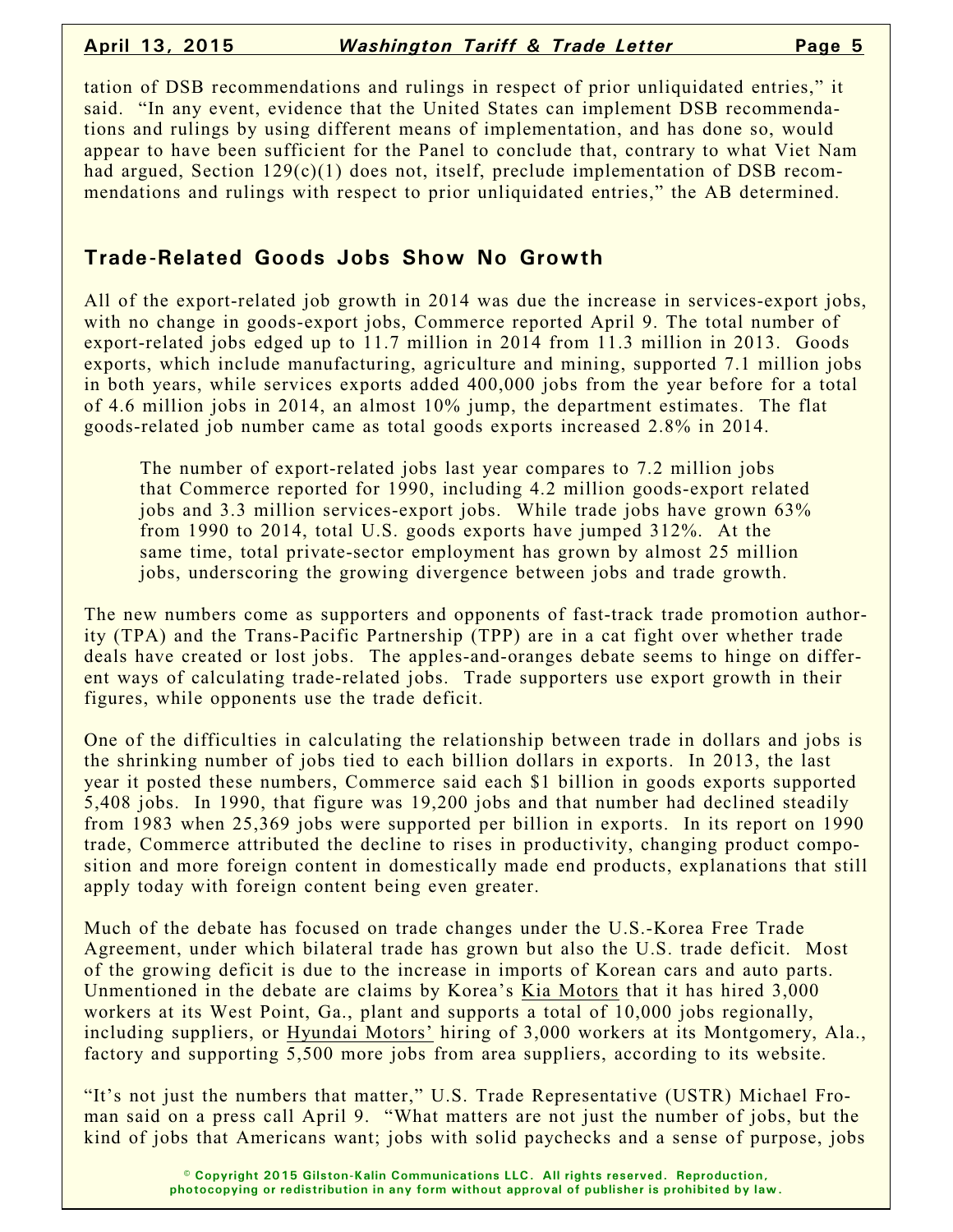tation of DSB recommendations and rulings in respect of prior unliquidated entries," it said. "In any event, evidence that the United States can implement DSB recommendations and rulings by using different means of implementation, and has done so, would appear to have been sufficient for the Panel to conclude that, contrary to what Viet Nam had argued, Section 129(c)(1) does not, itself, preclude implementation of DSB recommendations and rulings with respect to prior unliquidated entries," the AB determined.

## Trade-Related Goods Jobs Show No Growth

All of the export-related job growth in 2014 was due the increase in services-export jobs, with no change in goods-export jobs, Commerce reported April 9. The total number of export-related jobs edged up to 11.7 million in 2014 from 11.3 million in 2013. Goods exports, which include manufacturing, agriculture and mining, supported 7.1 million jobs in both years, while services exports added 400,000 jobs from the year before for a total of 4.6 million jobs in 2014, an almost 10% jump, the department estimates. The flat goods-related job number came as total goods exports increased 2.8% in 2014.

> The number of export-related jobs last year compares to 7.2 million jobs that Commerce reported for 1990, including 4.2 million goods-export related jobs and 3.3 million services-export jobs. While trade jobs have grown 63% from 1990 to 2014, total U.S. goods exports have jumped 312%. At the same time, total private-sector employment has grown by almost 25 million jobs, underscoring the growing divergence between jobs and trade growth.

The new numbers come as supporters and opponents of fast-track trade promotion authority (TPA) and the Trans-Pacific Partnership (TPP) are in a cat fight over whether trade deals have created or lost jobs. The apples-and-oranges debate seems to hinge on different ways of calculating trade-related jobs. Trade supporters use export growth in their figures, while opponents use the trade deficit.

One of the difficulties in calculating the relationship between trade in dollars and jobs is the shrinking number of jobs tied to each billion dollars in exports. In 2013, the last year it posted these numbers, Commerce said each $1 billion in goods exports supported 5,408 jobs. In 1990, that figure was 19,200 jobs and that number had declined steadily from 1983 when 25,369 jobs were supported per billion in exports. In its report on 1990 trade, Commerce attributed the decline to rises in productivity, changing product composition and more foreign content in domestically made end products, explanations that still apply today with foreign content being even greater.

Much of the debate has focused on trade changes under the U.S.-Korea Free Trade Agreement, under which bilateral trade has grown but also the U.S. trade deficit. Most of the growing deficit is due to the increase in imports of Korean cars and auto parts. Unmentioned in the debate are claims by Korea's Kia Motors that it has hired 3,000 workers at its West Point, Ga., plant and supports a total of 10,000 jobs regionally, including suppliers, or Hyundai Motors' hiring of 3,000 workers at its Montgomery, Ala., factory and supporting 5,500 more jobs from area suppliers, according to its website.

"It's not just the numbers that matter," U.S. Trade Representative (USTR) Michael Froman said on a press call April 9. "What matters are not just the number of jobs, but the kind of jobs that Americans want; jobs with solid paychecks and a sense of purpose, jobs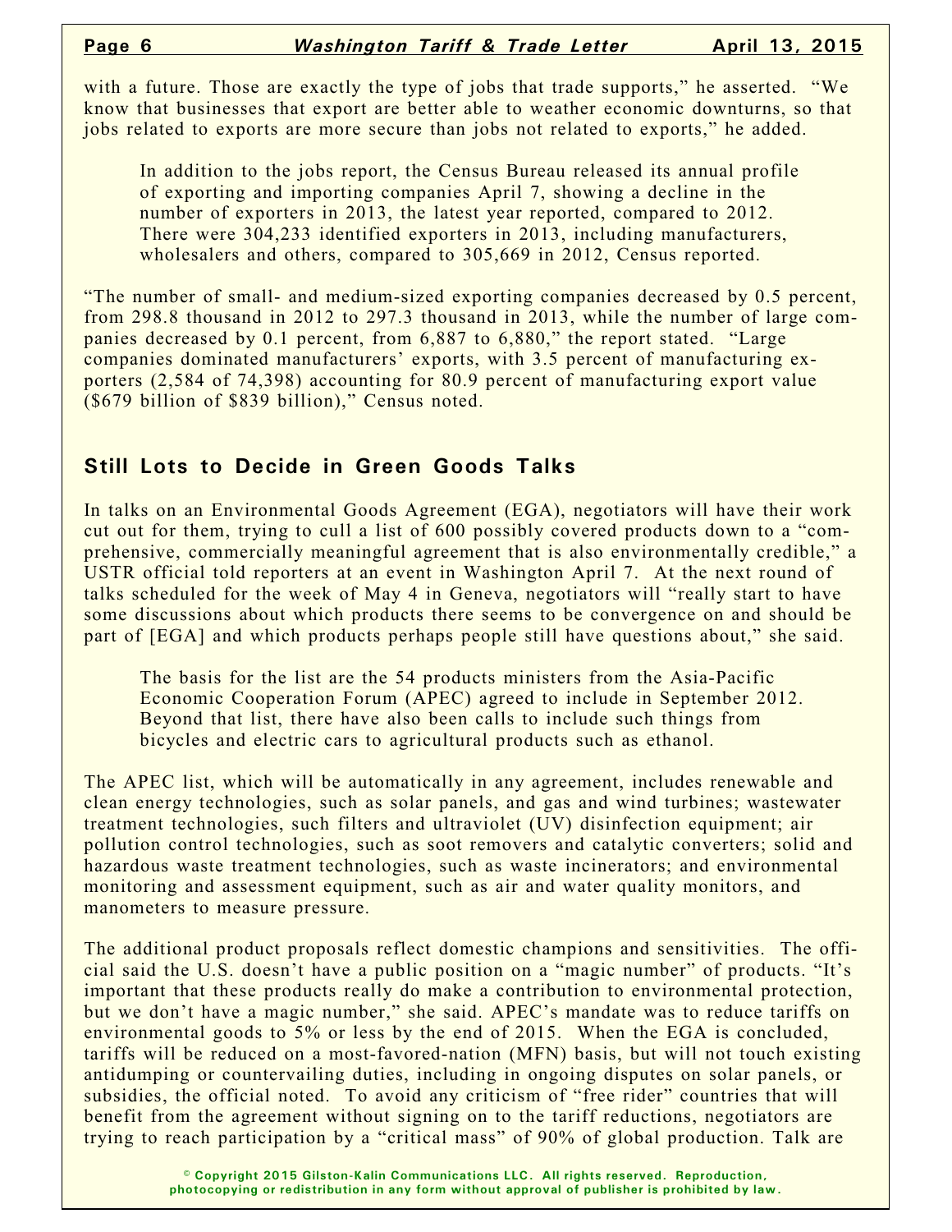with a future. Those are exactly the type of jobs that trade supports," he asserted. "We know that businesses that export are better able to weather economic downturns, so that jobs related to exports are more secure than jobs not related to exports," he added.

> In addition to the jobs report, the Census Bureau released its annual profile of exporting and importing companies April 7, showing a decline in the number of exporters in 2013, the latest year reported, compared to 2012. There were 304,233 identified exporters in 2013, including manufacturers, wholesalers and others, compared to 305,669 in 2012, Census reported.

"The number of small- and medium-sized exporting companies decreased by 0.5 percent, from 298.8 thousand in 2012 to 297.3 thousand in 2013, while the number of large companies decreased by 0.1 percent, from 6,887 to 6,880," the report stated. "Large companies dominated manufacturers' exports, with 3.5 percent of manufacturing exporters (2,584 of 74,398) accounting for 80.9 percent of manufacturing export value ($679 billion of $839 billion)," Census noted.

## Still Lots to Decide in Green Goods Talks

In talks on an Environmental Goods Agreement (EGA), negotiators will have their work cut out for them, trying to cull a list of 600 possibly covered products down to a "comprehensive, commercially meaningful agreement that is also environmentally credible," a USTR official told reporters at an event in Washington April 7. At the next round of talks scheduled for the week of May 4 in Geneva, negotiators will "really start to have some discussions about which products there seems to be convergence on and should be part of [EGA] and which products perhaps people still have questions about," she said.

> The basis for the list are the 54 products ministers from the Asia-Pacific Economic Cooperation Forum (APEC) agreed to include in September 2012. Beyond that list, there have also been calls to include such things from bicycles and electric cars to agricultural products such as ethanol.

The APEC list, which will be automatically in any agreement, includes renewable and clean energy technologies, such as solar panels, and gas and wind turbines; wastewater treatment technologies, such filters and ultraviolet (UV) disinfection equipment; air pollution control technologies, such as soot removers and catalytic converters; solid and hazardous waste treatment technologies, such as waste incinerators; and environmental monitoring and assessment equipment, such as air and water quality monitors, and manometers to measure pressure.

The additional product proposals reflect domestic champions and sensitivities. The official said the U.S. doesn't have a public position on a "magic number" of products. "It's important that these products really do make a contribution to environmental protection, but we don't have a magic number," she said. APEC's mandate was to reduce tariffs on environmental goods to 5% or less by the end of 2015. When the EGA is concluded, tariffs will be reduced on a most-favored-nation (MFN) basis, but will not touch existing antidumping or countervailing duties, including in ongoing disputes on solar panels, or subsidies, the official noted. To avoid any criticism of "free rider" countries that will benefit from the agreement without signing on to the tariff reductions, negotiators are trying to reach participation by a "critical mass" of 90% of global production. Talk are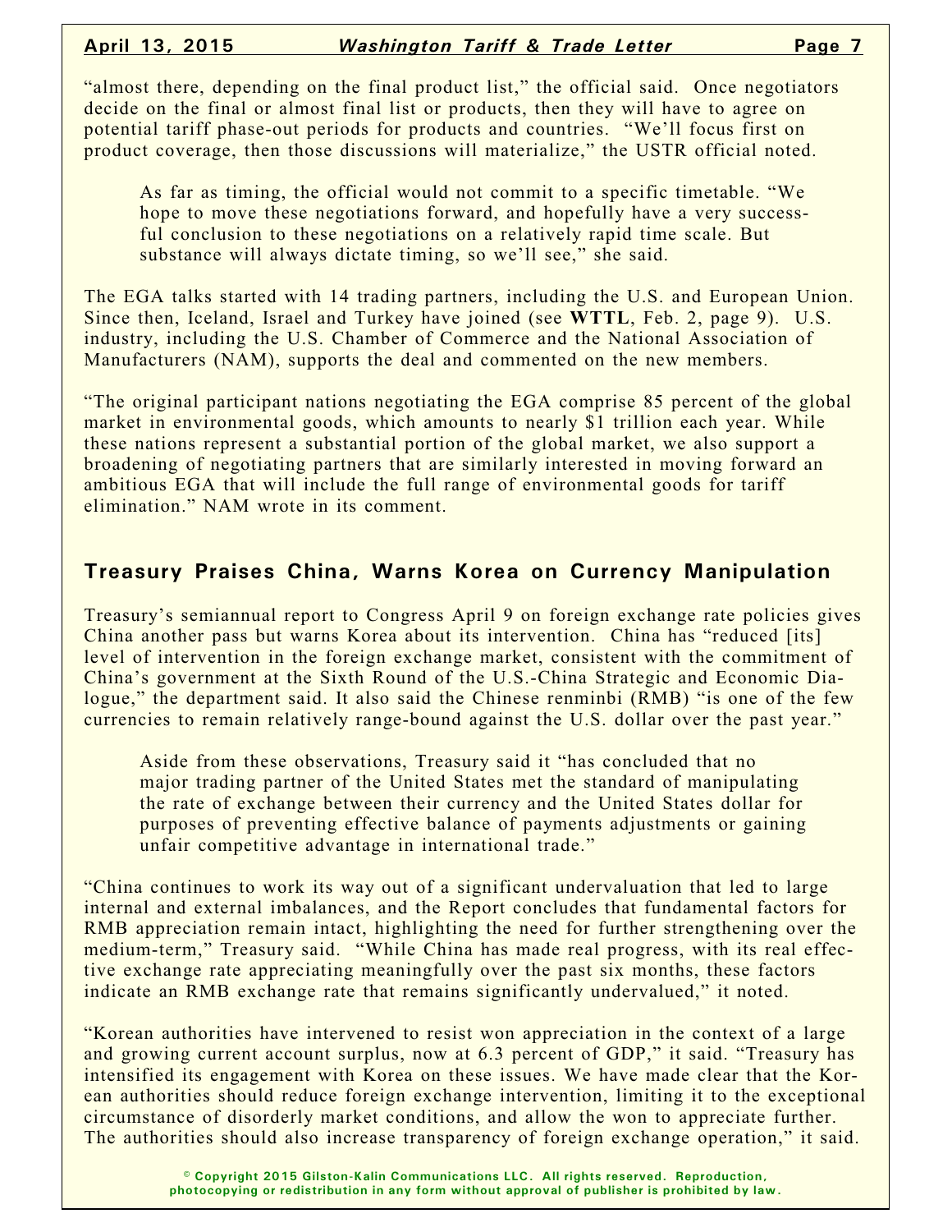"almost there, depending on the final product list," the official said. Once negotiators decide on the final or almost final list or products, then they will have to agree on potential tariff phase-out periods for products and countries. "We'll focus first on product coverage, then those discussions will materialize," the USTR official noted.

> As far as timing, the official would not commit to a specific timetable. "We hope to move these negotiations forward, and hopefully have a very successful conclusion to these negotiations on a relatively rapid time scale. But substance will always dictate timing, so we'll see," she said.

The EGA talks started with 14 trading partners, including the U.S. and European Union. Since then, Iceland, Israel and Turkey have joined (see **WTTL**, Feb. 2, page 9). U.S. industry, including the U.S. Chamber of Commerce and the National Association of Manufacturers (NAM), supports the deal and commented on the new members.

"The original participant nations negotiating the EGA comprise 85 percent of the global market in environmental goods, which amounts to nearly $1 trillion each year. While these nations represent a substantial portion of the global market, we also support a broadening of negotiating partners that are similarly interested in moving forward an ambitious EGA that will include the full range of environmental goods for tariff elimination." NAM wrote in its comment.

## Treasury Praises China, Warns Korea on Currency Manipulation

Treasury's semiannual report to Congress April 9 on foreign exchange rate policies gives China another pass but warns Korea about its intervention. China has "reduced [its] level of intervention in the foreign exchange market, consistent with the commitment of China's government at the Sixth Round of the U.S.-China Strategic and Economic Dialogue," the department said. It also said the Chinese renminbi (RMB) "is one of the few currencies to remain relatively range-bound against the U.S. dollar over the past year."

> Aside from these observations, Treasury said it "has concluded that no major trading partner of the United States met the standard of manipulating the rate of exchange between their currency and the United States dollar for purposes of preventing effective balance of payments adjustments or gaining unfair competitive advantage in international trade."

"China continues to work its way out of a significant undervaluation that led to large internal and external imbalances, and the Report concludes that fundamental factors for RMB appreciation remain intact, highlighting the need for further strengthening over the medium-term," Treasury said. "While China has made real progress, with its real effective exchange rate appreciating meaningfully over the past six months, these factors indicate an RMB exchange rate that remains significantly undervalued," it noted.

"Korean authorities have intervened to resist won appreciation in the context of a large and growing current account surplus, now at 6.3 percent of GDP," it said. "Treasury has intensified its engagement with Korea on these issues. We have made clear that the Korean authorities should reduce foreign exchange intervention, limiting it to the exceptional circumstance of disorderly market conditions, and allow the won to appreciate further. The authorities should also increase transparency of foreign exchange operation," it said.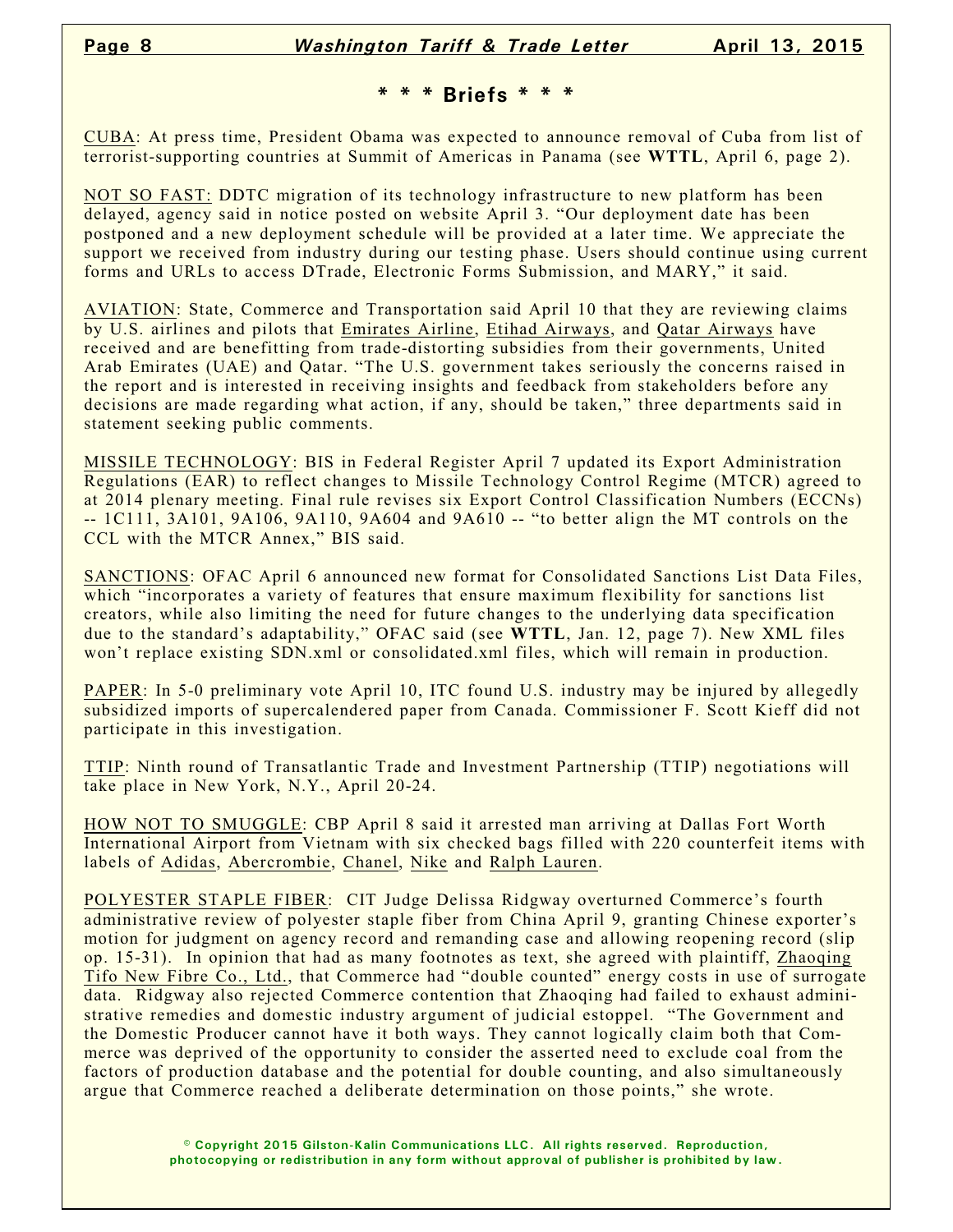## * * * Briefs * * *

CUBA: At press time, President Obama was expected to announce removal of Cuba from list of terrorist-supporting countries at Summit of Americas in Panama (see **WTTL**, April 6, page 2).

NOT SO FAST: DDTC migration of its technology infrastructure to new platform has been delayed, agency said in notice posted on website April 3. "Our deployment date has been postponed and a new deployment schedule will be provided at a later time. We appreciate the support we received from industry during our testing phase. Users should continue using current forms and URLs to access DTrade, Electronic Forms Submission, and MARY," it said.

AVIATION: State, Commerce and Transportation said April 10 that they are reviewing claims by U.S. airlines and pilots that Emirates Airline, Etihad Airways, and Qatar Airways have received and are benefitting from trade-distorting subsidies from their governments, United Arab Emirates (UAE) and Qatar. "The U.S. government takes seriously the concerns raised in the report and is interested in receiving insights and feedback from stakeholders before any decisions are made regarding what action, if any, should be taken," three departments said in statement seeking public comments.

MISSILE TECHNOLOGY: BIS in Federal Register April 7 updated its Export Administration Regulations (EAR) to reflect changes to Missile Technology Control Regime (MTCR) agreed to at 2014 plenary meeting. Final rule revises six Export Control Classification Numbers (ECCNs) -- 1C111, 3A101, 9A106, 9A110, 9A604 and 9A610 -- "to better align the MT controls on the CCL with the MTCR Annex," BIS said.

SANCTIONS: OFAC April 6 announced new format for Consolidated Sanctions List Data Files, which "incorporates a variety of features that ensure maximum flexibility for sanctions list creators, while also limiting the need for future changes to the underlying data specification due to the standard's adaptability," OFAC said (see **WTTL**, Jan. 12, page 7). New XML files won't replace existing SDN.xml or consolidated.xml files, which will remain in production.

PAPER: In 5-0 preliminary vote April 10, ITC found U.S. industry may be injured by allegedly subsidized imports of supercalendered paper from Canada. Commissioner F. Scott Kieff did not participate in this investigation.

TTIP: Ninth round of Transatlantic Trade and Investment Partnership (TTIP) negotiations will take place in New York, N.Y., April 20-24.

HOW NOT TO SMUGGLE: CBP April 8 said it arrested man arriving at Dallas Fort Worth International Airport from Vietnam with six checked bags filled with 220 counterfeit items with labels of Adidas, Abercrombie, Chanel, Nike and Ralph Lauren.

POLYESTER STAPLE FIBER: CIT Judge Delissa Ridgway overturned Commerce's fourth administrative review of polyester staple fiber from China April 9, granting Chinese exporter's motion for judgment on agency record and remanding case and allowing reopening record (slip op. 15-31). In opinion that had as many footnotes as text, she agreed with plaintiff, Zhaoqing Tifo New Fibre Co., Ltd., that Commerce had "double counted" energy costs in use of surrogate data. Ridgway also rejected Commerce contention that Zhaoqing had failed to exhaust administrative remedies and domestic industry argument of judicial estoppel. "The Government and the Domestic Producer cannot have it both ways. They cannot logically claim both that Commerce was deprived of the opportunity to consider the asserted need to exclude coal from the factors of production database and the potential for double counting, and also simultaneously argue that Commerce reached a deliberate determination on those points," she wrote.

© Copyright 2015 Gilston-Kalin Communications LLC. All rights reserved. Reproduction, photocopying or redistribution in any form without approval of publisher is prohibited by law.